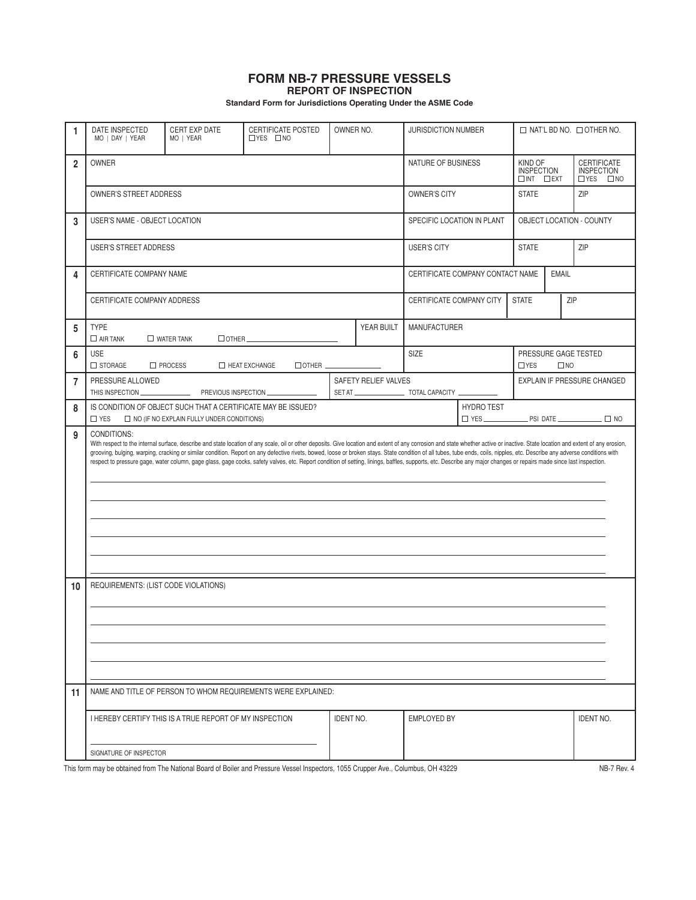# FORM NB-7 PRESSURE VESSELS

## REPORT OF INSPECTION

**Standard Form for Jurisdictions Operating Under the ASME Code**

| | | | | | | | |
|---|---|---|---|---|---|---|---|
| **1** | DATE INSPECTED MO \| DAY \| YEAR | CERT EXP DATE MO \| YEAR | CERTIFICATE POSTED ☐YES ☐NO | OWNER NO. | JURISDICTION NUMBER | ☐ NAT'L BD NO. ☐ OTHER NO. | |
| **2** | OWNER | | | | NATURE OF BUSINESS | KIND OF INSPECTION ☐INT ☐EXT | CERTIFICATE INSPECTION ☐YES ☐NO |
| | OWNER'S STREET ADDRESS | | | | OWNER'S CITY | STATE | ZIP |
| **3** | USER'S NAME - OBJECT LOCATION | | | | SPECIFIC LOCATION IN PLANT | OBJECT LOCATION - COUNTY | |
| | USER'S STREET ADDRESS | | | | USER'S CITY | STATE | ZIP |
| **4** | CERTIFICATE COMPANY NAME | | | | CERTIFICATE COMPANY CONTACT NAME | EMAIL | |
| | CERTIFICATE COMPANY ADDRESS | | | | CERTIFICATE COMPANY CITY | STATE | ZIP |
| **5** | TYPE ☐ AIR TANK ☐ WATER TANK ☐OTHER ______ | | | YEAR BUILT | MANUFACTURER | | |
| **6** | USE ☐ STORAGE ☐ PROCESS ☐ HEAT EXCHANGE ☐OTHER ______ | | | | SIZE | PRESSURE GAGE TESTED ☐YES ☐NO | |
| **7** | PRESSURE ALLOWED THIS INSPECTION ______ PREVIOUS INSPECTION ______ | | | SAFETY RELIEF VALVES SET AT ______ TOTAL CAPACITY ______ | | EXPLAIN IF PRESSURE CHANGED | |
| **8** | IS CONDITION OF OBJECT SUCH THAT A CERTIFICATE MAY BE ISSUED? ☐ YES ☐ NO (IF NO EXPLAIN FULLY UNDER CONDITIONS) | | | | HYDRO TEST ☐ YES ______ PSI DATE ______ ☐ NO | | |

**9** CONDITIONS:

With respect to the internal surface, describe and state location of any scale, oil or other deposits. Give location and extent of any corrosion and state whether active or inactive. State location and extent of any erosion, grooving, bulging, warping, cracking or similar condition. Report on any defective rivets, bowed, loose or broken stays. State condition of all tubes, tube ends, coils, nipples, etc. Describe any adverse conditions with respect to pressure gage, water column, gage glass, gage cocks, safety valves, etc. Report condition of setting, linings, baffles, supports, etc. Describe any major changes or repairs made since last inspection.

______________________________________________

______________________________________________

______________________________________________

______________________________________________

______________________________________________

**10** REQUIREMENTS: (LIST CODE VIOLATIONS)

______________________________________________

______________________________________________

______________________________________________

______________________________________________

**11** NAME AND TITLE OF PERSON TO WHOM REQUIREMENTS WERE EXPLAINED:

| I HEREBY CERTIFY THIS IS A TRUE REPORT OF MY INSPECTION | IDENT NO. | EMPLOYED BY | IDENT NO. |
|---|---|---|---|
| ______________________ SIGNATURE OF INSPECTOR | | | |

This form may be obtained from The National Board of Boiler and Pressure Vessel Inspectors, 1055 Crupper Ave., Columbus, OH 43229

NB-7 Rev. 4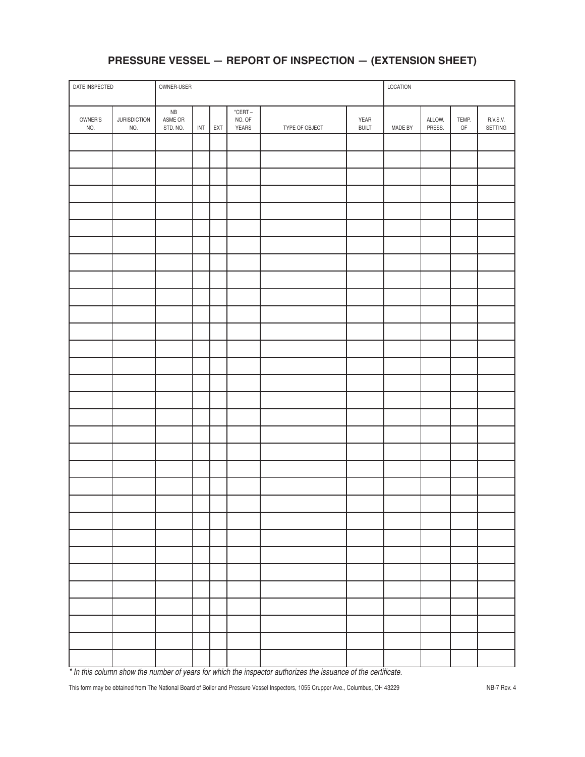# PRESSURE VESSEL — REPORT OF INSPECTION — (EXTENSION SHEET)

| DATE INSPECTED | | OWNER-USER | | | | | | LOCATION | | | |
|---|---|---|---|---|---|---|---|---|---|---|---|
| OWNER'S NO. | JURISDICTION NO. | NB ASME OR STD. NO. | INT | EXT | *CERT – NO. OF YEARS | TYPE OF OBJECT | YEAR BUILT | MADE BY | ALLOW. PRESS. | TEMP. OF | R.V.S.V. SETTING |
| | | | | | | | | | | | |
| | | | | | | | | | | | |
| | | | | | | | | | | | |
| | | | | | | | | | | | |
| | | | | | | | | | | | |
| | | | | | | | | | | | |
| | | | | | | | | | | | |
| | | | | | | | | | | | |
| | | | | | | | | | | | |
| | | | | | | | | | | | |
| | | | | | | | | | | | |
| | | | | | | | | | | | |
| | | | | | | | | | | | |
| | | | | | | | | | | | |
| | | | | | | | | | | | |
| | | | | | | | | | | | |
| | | | | | | | | | | | |
| | | | | | | | | | | | |
| | | | | | | | | | | | |
| | | | | | | | | | | | |
| | | | | | | | | | | | |
| | | | | | | | | | | | |
| | | | | | | | | | | | |
| | | | | | | | | | | | |
| | | | | | | | | | | | |
| | | | | | | | | | | | |
| | | | | | | | | | | | |
| | | | | | | | | | | | |
| | | | | | | | | | | | |
| | | | | | | | | | | | |
| | | | | | | | | | | | |

*\* In this column show the number of years for which the inspector authorizes the issuance of the certificate.*

This form may be obtained from The National Board of Boiler and Pressure Vessel Inspectors, 1055 Crupper Ave., Columbus, OH 43229

NB-7 Rev. 4